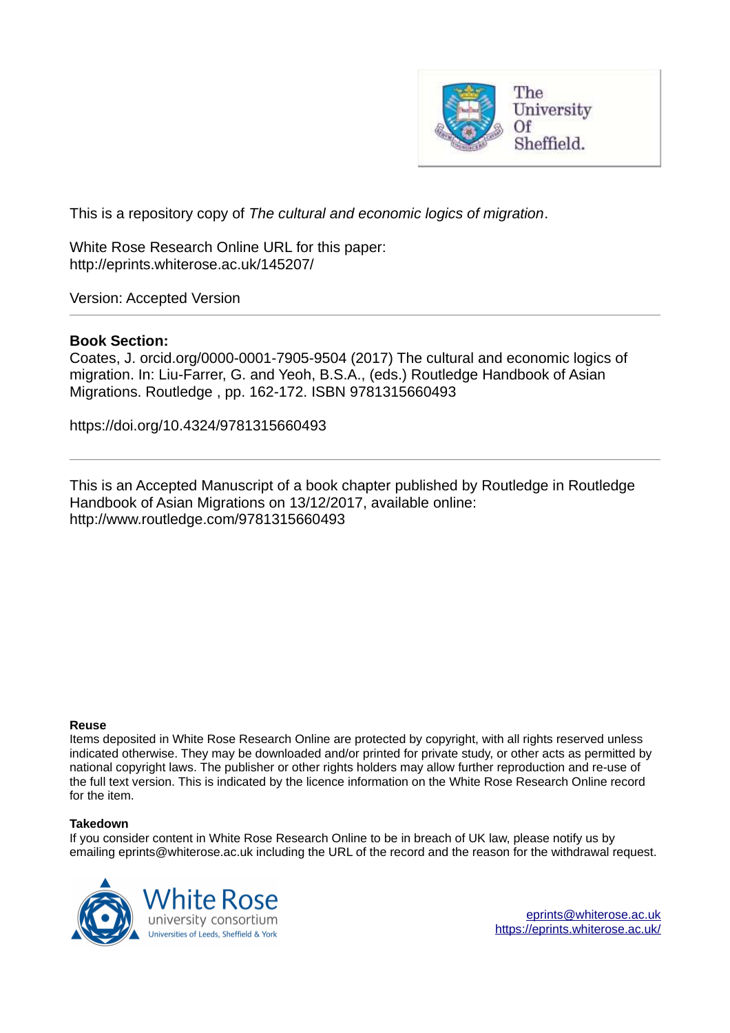This is a repository copy of *The cultural and economic logics of migration*.

White Rose Research Online URL for this paper:
http://eprints.whiterose.ac.uk/145207/

Version: Accepted Version

---

**Book Section:**

Coates, J. orcid.org/0000-0001-7905-9504 (2017) The cultural and economic logics of migration. In: Liu-Farrer, G. and Yeoh, B.S.A., (eds.) Routledge Handbook of Asian Migrations. Routledge , pp. 162-172. ISBN 9781315660493

https://doi.org/10.4324/9781315660493

---

This is an Accepted Manuscript of a book chapter published by Routledge in Routledge Handbook of Asian Migrations on 13/12/2017, available online: http://www.routledge.com/9781315660493

**Reuse**

Items deposited in White Rose Research Online are protected by copyright, with all rights reserved unless indicated otherwise. They may be downloaded and/or printed for private study, or other acts as permitted by national copyright laws. The publisher or other rights holders may allow further reproduction and re-use of the full text version. This is indicated by the licence information on the White Rose Research Online record for the item.

**Takedown**

If you consider content in White Rose Research Online to be in breach of UK law, please notify us by emailing eprints@whiterose.ac.uk including the URL of the record and the reason for the withdrawal request.

eprints@whiterose.ac.uk
https://eprints.whiterose.ac.uk/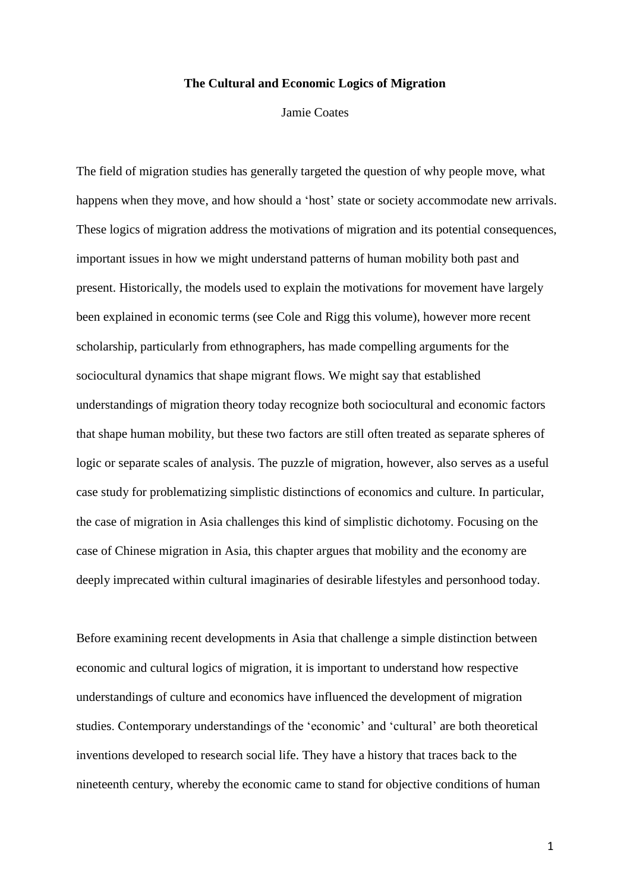**The Cultural and Economic Logics of Migration**

Jamie Coates

The field of migration studies has generally targeted the question of why people move, what happens when they move, and how should a 'host' state or society accommodate new arrivals. These logics of migration address the motivations of migration and its potential consequences, important issues in how we might understand patterns of human mobility both past and present. Historically, the models used to explain the motivations for movement have largely been explained in economic terms (see Cole and Rigg this volume), however more recent scholarship, particularly from ethnographers, has made compelling arguments for the sociocultural dynamics that shape migrant flows. We might say that established understandings of migration theory today recognize both sociocultural and economic factors that shape human mobility, but these two factors are still often treated as separate spheres of logic or separate scales of analysis. The puzzle of migration, however, also serves as a useful case study for problematizing simplistic distinctions of economics and culture. In particular, the case of migration in Asia challenges this kind of simplistic dichotomy. Focusing on the case of Chinese migration in Asia, this chapter argues that mobility and the economy are deeply imprecated within cultural imaginaries of desirable lifestyles and personhood today.

Before examining recent developments in Asia that challenge a simple distinction between economic and cultural logics of migration, it is important to understand how respective understandings of culture and economics have influenced the development of migration studies. Contemporary understandings of the 'economic' and 'cultural' are both theoretical inventions developed to research social life. They have a history that traces back to the nineteenth century, whereby the economic came to stand for objective conditions of human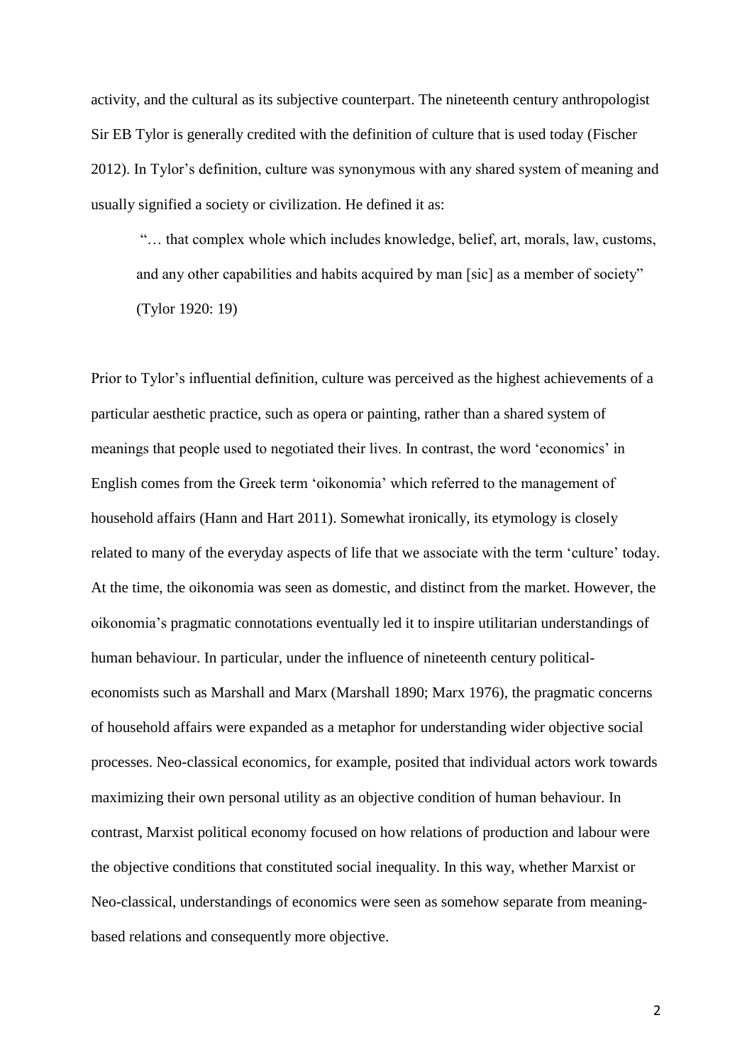activity, and the cultural as its subjective counterpart. The nineteenth century anthropologist Sir EB Tylor is generally credited with the definition of culture that is used today (Fischer 2012). In Tylor's definition, culture was synonymous with any shared system of meaning and usually signified a society or civilization. He defined it as:

> "… that complex whole which includes knowledge, belief, art, morals, law, customs, and any other capabilities and habits acquired by man [sic] as a member of society" (Tylor 1920: 19)

Prior to Tylor's influential definition, culture was perceived as the highest achievements of a particular aesthetic practice, such as opera or painting, rather than a shared system of meanings that people used to negotiated their lives. In contrast, the word 'economics' in English comes from the Greek term 'oikonomia' which referred to the management of household affairs (Hann and Hart 2011). Somewhat ironically, its etymology is closely related to many of the everyday aspects of life that we associate with the term 'culture' today. At the time, the oikonomia was seen as domestic, and distinct from the market. However, the oikonomia's pragmatic connotations eventually led it to inspire utilitarian understandings of human behaviour. In particular, under the influence of nineteenth century political-economists such as Marshall and Marx (Marshall 1890; Marx 1976), the pragmatic concerns of household affairs were expanded as a metaphor for understanding wider objective social processes. Neo-classical economics, for example, posited that individual actors work towards maximizing their own personal utility as an objective condition of human behaviour. In contrast, Marxist political economy focused on how relations of production and labour were the objective conditions that constituted social inequality. In this way, whether Marxist or Neo-classical, understandings of economics were seen as somehow separate from meaning-based relations and consequently more objective.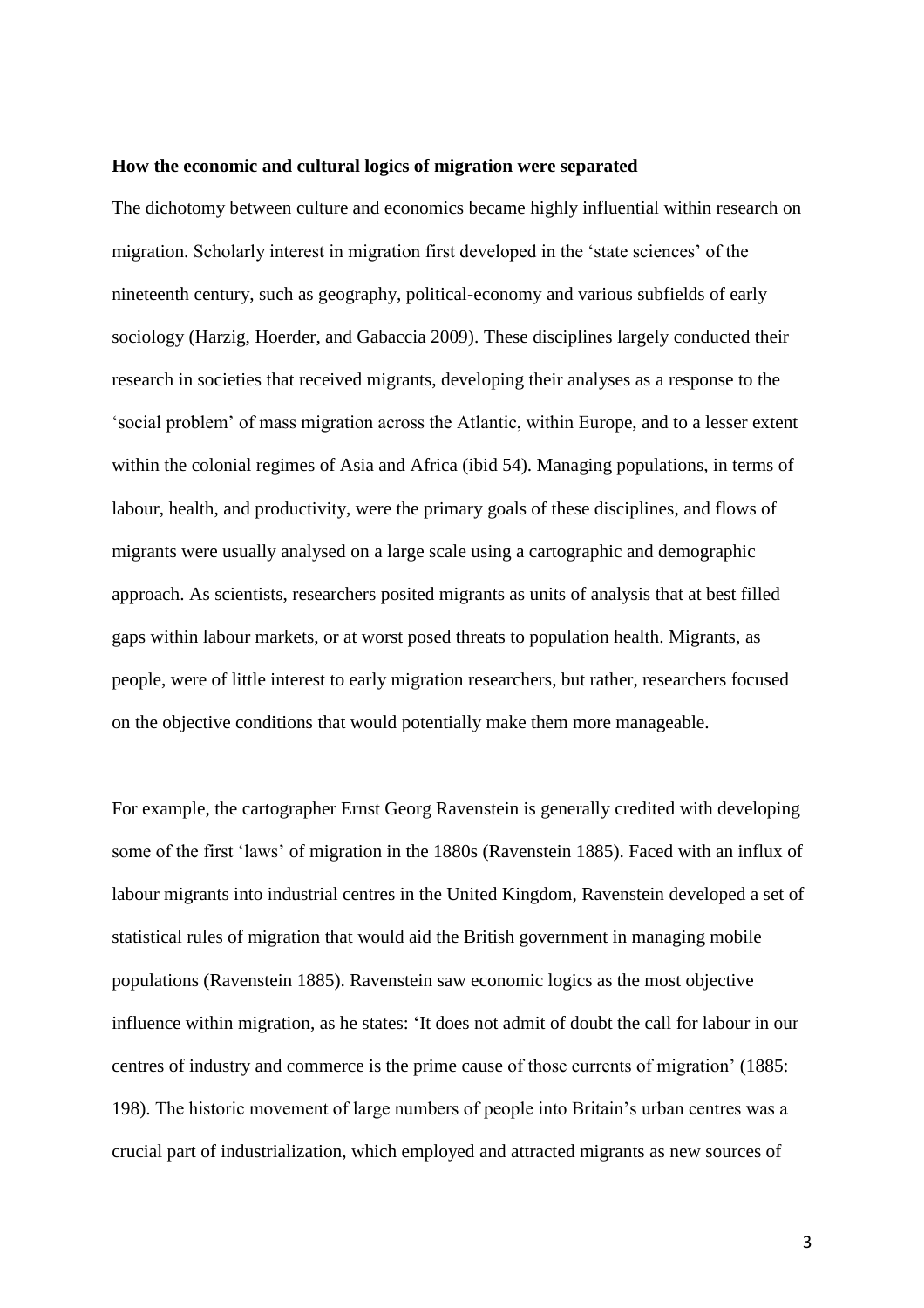**How the economic and cultural logics of migration were separated**

The dichotomy between culture and economics became highly influential within research on migration. Scholarly interest in migration first developed in the 'state sciences' of the nineteenth century, such as geography, political-economy and various subfields of early sociology (Harzig, Hoerder, and Gabaccia 2009). These disciplines largely conducted their research in societies that received migrants, developing their analyses as a response to the 'social problem' of mass migration across the Atlantic, within Europe, and to a lesser extent within the colonial regimes of Asia and Africa (ibid 54). Managing populations, in terms of labour, health, and productivity, were the primary goals of these disciplines, and flows of migrants were usually analysed on a large scale using a cartographic and demographic approach. As scientists, researchers posited migrants as units of analysis that at best filled gaps within labour markets, or at worst posed threats to population health. Migrants, as people, were of little interest to early migration researchers, but rather, researchers focused on the objective conditions that would potentially make them more manageable.

For example, the cartographer Ernst Georg Ravenstein is generally credited with developing some of the first 'laws' of migration in the 1880s (Ravenstein 1885). Faced with an influx of labour migrants into industrial centres in the United Kingdom, Ravenstein developed a set of statistical rules of migration that would aid the British government in managing mobile populations (Ravenstein 1885). Ravenstein saw economic logics as the most objective influence within migration, as he states: 'It does not admit of doubt the call for labour in our centres of industry and commerce is the prime cause of those currents of migration' (1885: 198). The historic movement of large numbers of people into Britain's urban centres was a crucial part of industrialization, which employed and attracted migrants as new sources of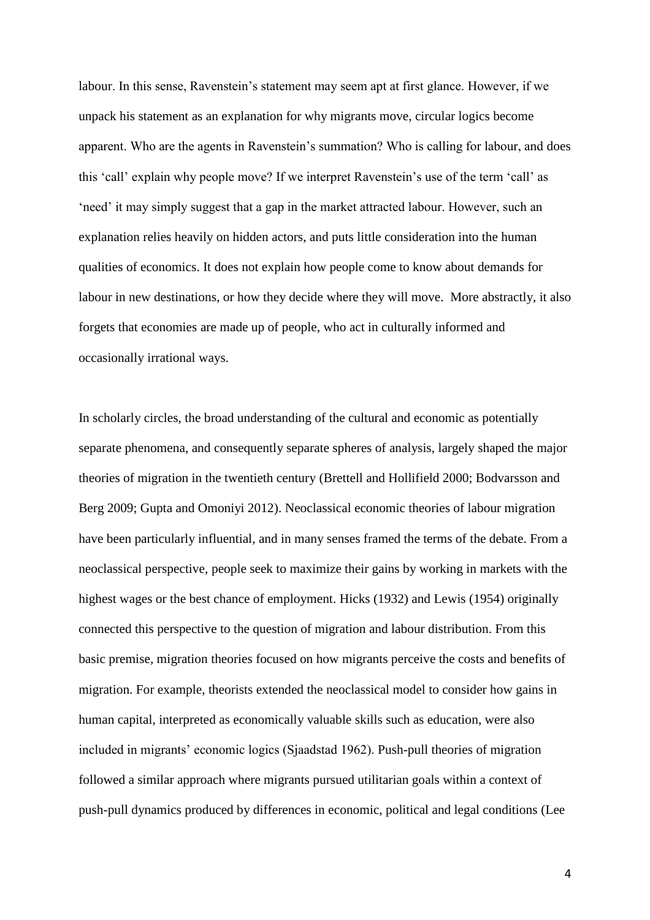labour. In this sense, Ravenstein's statement may seem apt at first glance. However, if we unpack his statement as an explanation for why migrants move, circular logics become apparent. Who are the agents in Ravenstein's summation? Who is calling for labour, and does this 'call' explain why people move? If we interpret Ravenstein's use of the term 'call' as 'need' it may simply suggest that a gap in the market attracted labour. However, such an explanation relies heavily on hidden actors, and puts little consideration into the human qualities of economics. It does not explain how people come to know about demands for labour in new destinations, or how they decide where they will move. More abstractly, it also forgets that economies are made up of people, who act in culturally informed and occasionally irrational ways.

In scholarly circles, the broad understanding of the cultural and economic as potentially separate phenomena, and consequently separate spheres of analysis, largely shaped the major theories of migration in the twentieth century (Brettell and Hollifield 2000; Bodvarsson and Berg 2009; Gupta and Omoniyi 2012). Neoclassical economic theories of labour migration have been particularly influential, and in many senses framed the terms of the debate. From a neoclassical perspective, people seek to maximize their gains by working in markets with the highest wages or the best chance of employment. Hicks (1932) and Lewis (1954) originally connected this perspective to the question of migration and labour distribution. From this basic premise, migration theories focused on how migrants perceive the costs and benefits of migration. For example, theorists extended the neoclassical model to consider how gains in human capital, interpreted as economically valuable skills such as education, were also included in migrants' economic logics (Sjaadstad 1962). Push-pull theories of migration followed a similar approach where migrants pursued utilitarian goals within a context of push-pull dynamics produced by differences in economic, political and legal conditions (Lee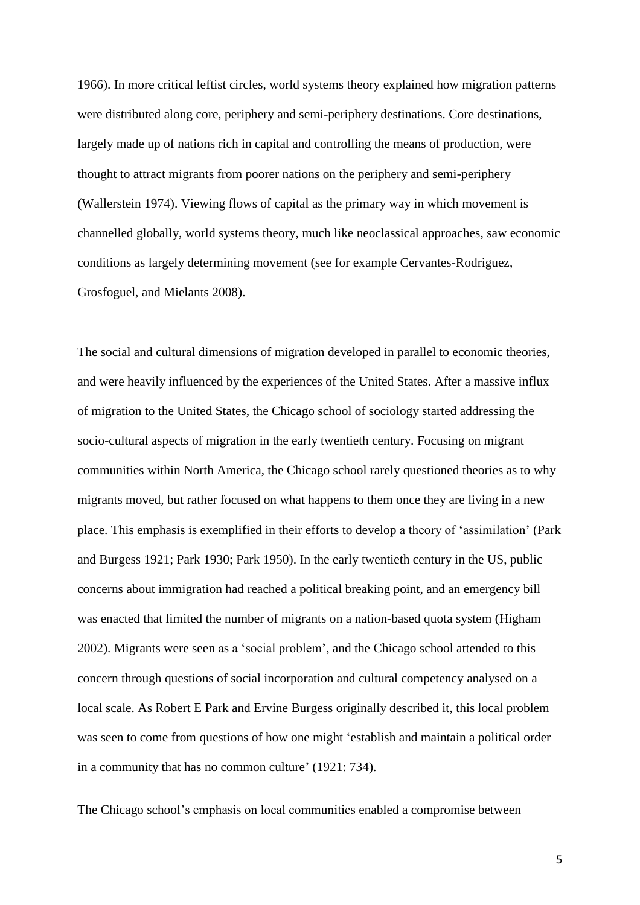1966). In more critical leftist circles, world systems theory explained how migration patterns were distributed along core, periphery and semi-periphery destinations. Core destinations, largely made up of nations rich in capital and controlling the means of production, were thought to attract migrants from poorer nations on the periphery and semi-periphery (Wallerstein 1974). Viewing flows of capital as the primary way in which movement is channelled globally, world systems theory, much like neoclassical approaches, saw economic conditions as largely determining movement (see for example Cervantes-Rodriguez, Grosfoguel, and Mielants 2008).

The social and cultural dimensions of migration developed in parallel to economic theories, and were heavily influenced by the experiences of the United States. After a massive influx of migration to the United States, the Chicago school of sociology started addressing the socio-cultural aspects of migration in the early twentieth century. Focusing on migrant communities within North America, the Chicago school rarely questioned theories as to why migrants moved, but rather focused on what happens to them once they are living in a new place. This emphasis is exemplified in their efforts to develop a theory of 'assimilation' (Park and Burgess 1921; Park 1930; Park 1950). In the early twentieth century in the US, public concerns about immigration had reached a political breaking point, and an emergency bill was enacted that limited the number of migrants on a nation-based quota system (Higham 2002). Migrants were seen as a 'social problem', and the Chicago school attended to this concern through questions of social incorporation and cultural competency analysed on a local scale. As Robert E Park and Ervine Burgess originally described it, this local problem was seen to come from questions of how one might 'establish and maintain a political order in a community that has no common culture' (1921: 734).

The Chicago school's emphasis on local communities enabled a compromise between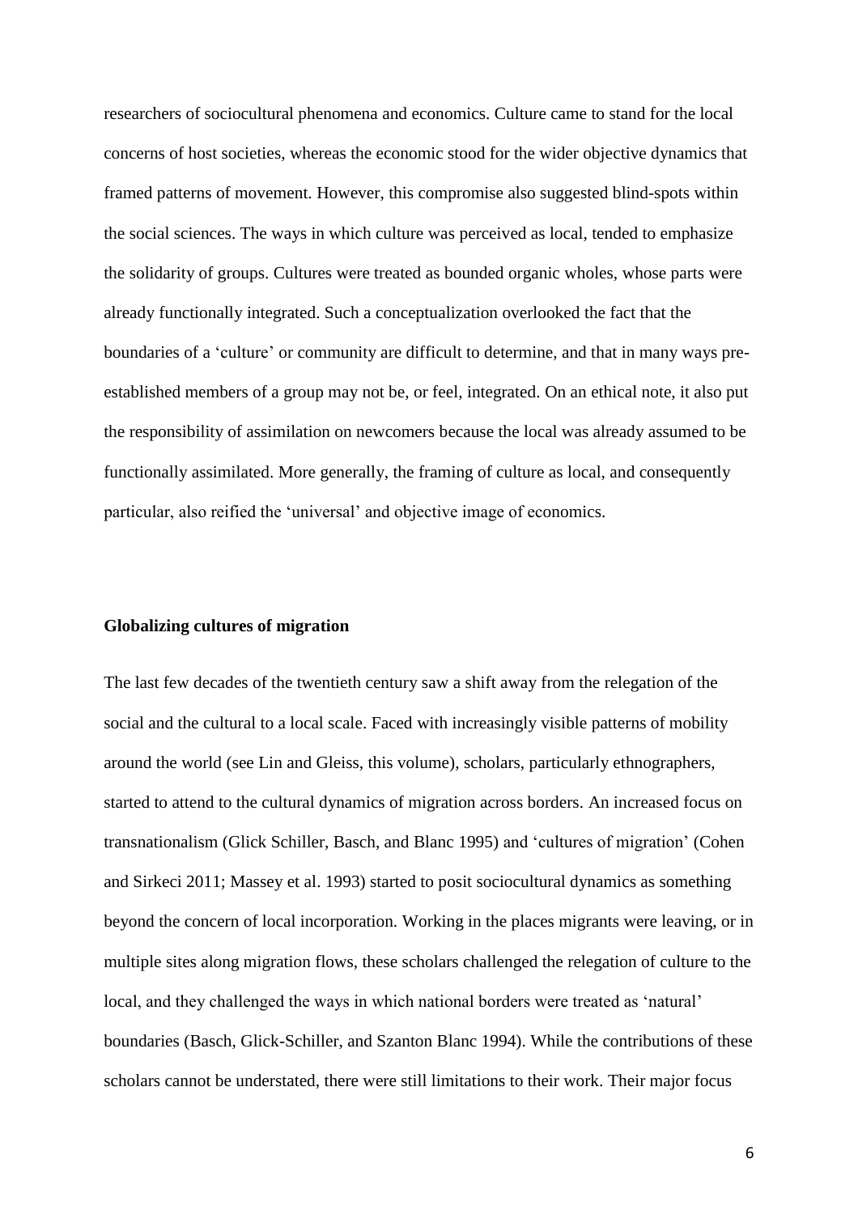researchers of sociocultural phenomena and economics. Culture came to stand for the local concerns of host societies, whereas the economic stood for the wider objective dynamics that framed patterns of movement. However, this compromise also suggested blind-spots within the social sciences. The ways in which culture was perceived as local, tended to emphasize the solidarity of groups. Cultures were treated as bounded organic wholes, whose parts were already functionally integrated. Such a conceptualization overlooked the fact that the boundaries of a 'culture' or community are difficult to determine, and that in many ways pre-established members of a group may not be, or feel, integrated. On an ethical note, it also put the responsibility of assimilation on newcomers because the local was already assumed to be functionally assimilated. More generally, the framing of culture as local, and consequently particular, also reified the 'universal' and objective image of economics.

## Globalizing cultures of migration

The last few decades of the twentieth century saw a shift away from the relegation of the social and the cultural to a local scale. Faced with increasingly visible patterns of mobility around the world (see Lin and Gleiss, this volume), scholars, particularly ethnographers, started to attend to the cultural dynamics of migration across borders. An increased focus on transnationalism (Glick Schiller, Basch, and Blanc 1995) and 'cultures of migration' (Cohen and Sirkeci 2011; Massey et al. 1993) started to posit sociocultural dynamics as something beyond the concern of local incorporation. Working in the places migrants were leaving, or in multiple sites along migration flows, these scholars challenged the relegation of culture to the local, and they challenged the ways in which national borders were treated as 'natural' boundaries (Basch, Glick-Schiller, and Szanton Blanc 1994). While the contributions of these scholars cannot be understated, there were still limitations to their work. Their major focus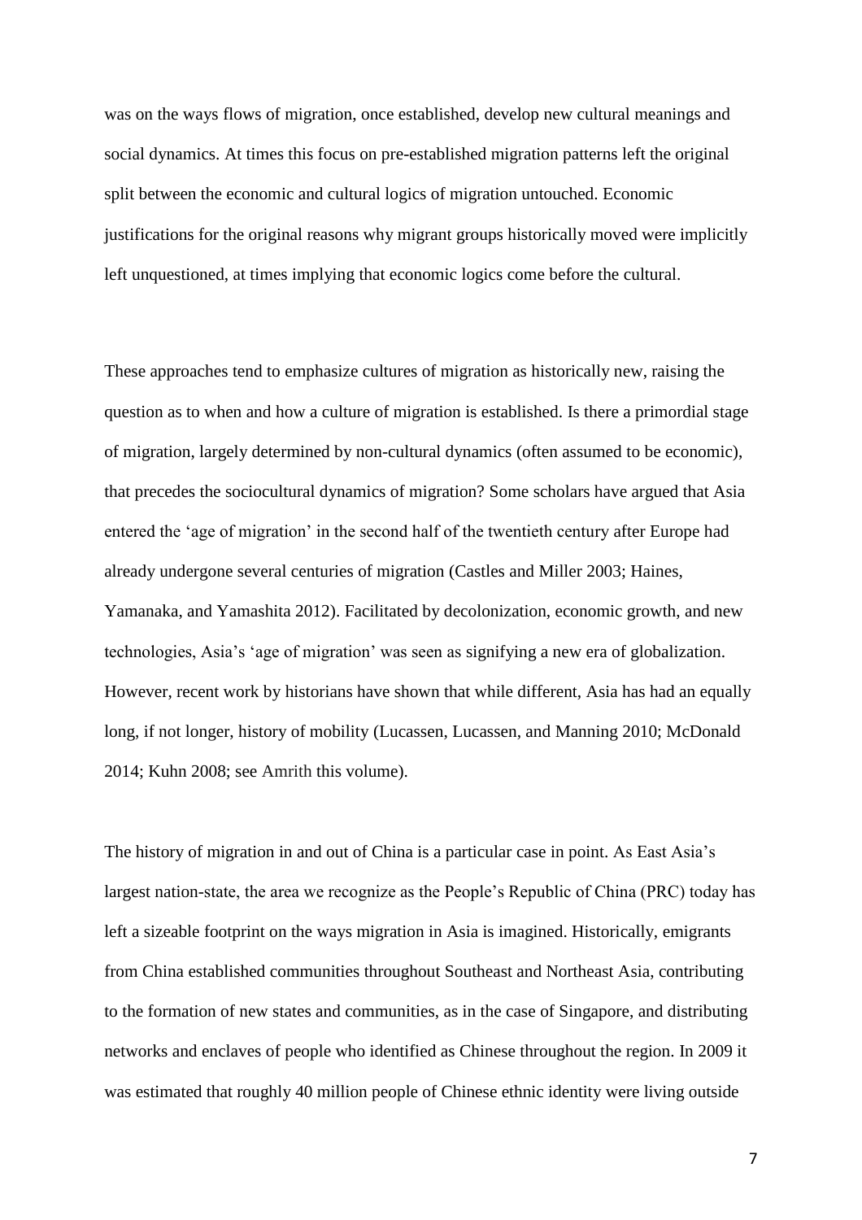was on the ways flows of migration, once established, develop new cultural meanings and social dynamics. At times this focus on pre-established migration patterns left the original split between the economic and cultural logics of migration untouched. Economic justifications for the original reasons why migrant groups historically moved were implicitly left unquestioned, at times implying that economic logics come before the cultural.

These approaches tend to emphasize cultures of migration as historically new, raising the question as to when and how a culture of migration is established. Is there a primordial stage of migration, largely determined by non-cultural dynamics (often assumed to be economic), that precedes the sociocultural dynamics of migration? Some scholars have argued that Asia entered the 'age of migration' in the second half of the twentieth century after Europe had already undergone several centuries of migration (Castles and Miller 2003; Haines, Yamanaka, and Yamashita 2012). Facilitated by decolonization, economic growth, and new technologies, Asia's 'age of migration' was seen as signifying a new era of globalization. However, recent work by historians have shown that while different, Asia has had an equally long, if not longer, history of mobility (Lucassen, Lucassen, and Manning 2010; McDonald 2014; Kuhn 2008; see Amrith this volume).

The history of migration in and out of China is a particular case in point. As East Asia's largest nation-state, the area we recognize as the People's Republic of China (PRC) today has left a sizeable footprint on the ways migration in Asia is imagined. Historically, emigrants from China established communities throughout Southeast and Northeast Asia, contributing to the formation of new states and communities, as in the case of Singapore, and distributing networks and enclaves of people who identified as Chinese throughout the region. In 2009 it was estimated that roughly 40 million people of Chinese ethnic identity were living outside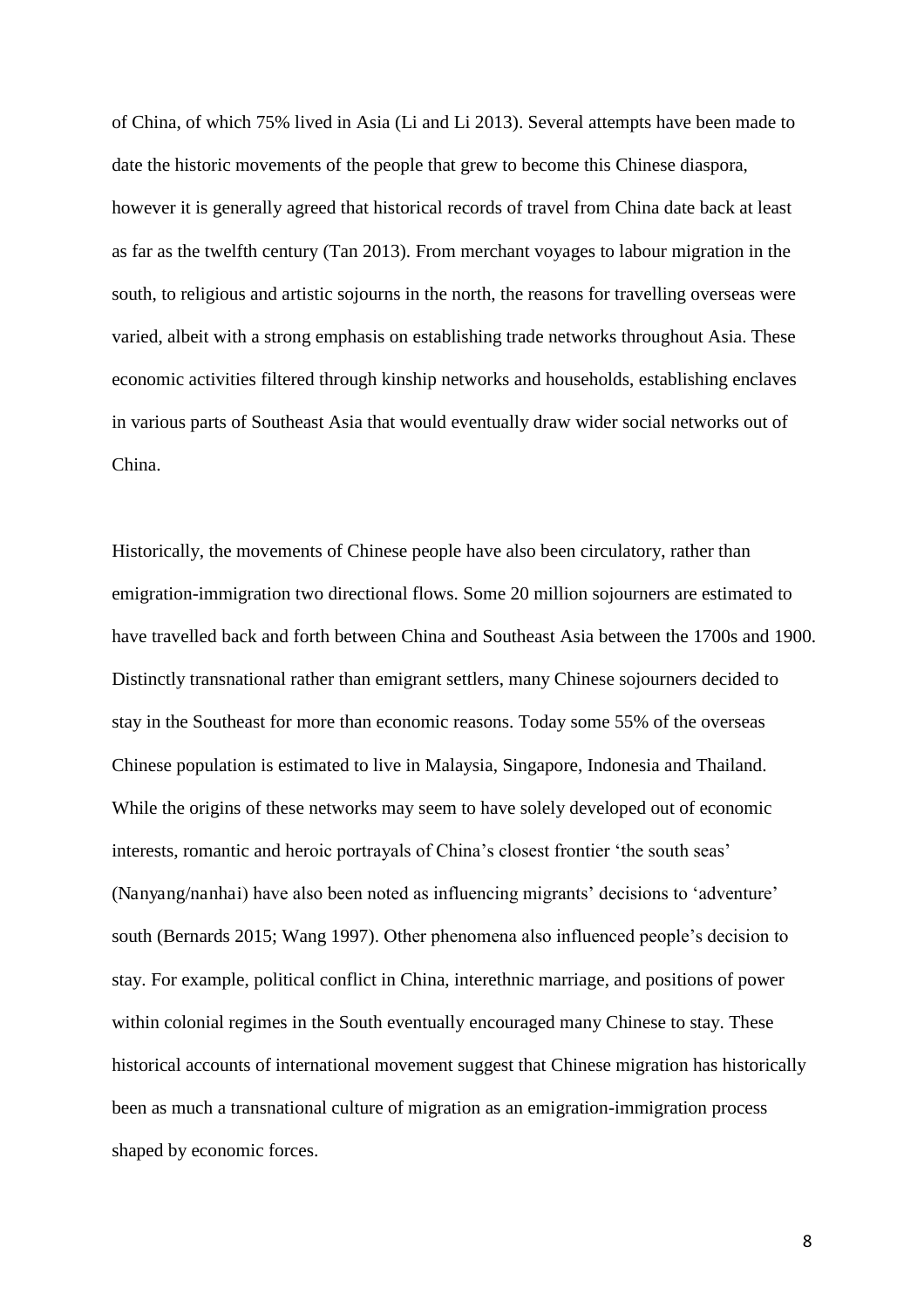of China, of which 75% lived in Asia (Li and Li 2013). Several attempts have been made to date the historic movements of the people that grew to become this Chinese diaspora, however it is generally agreed that historical records of travel from China date back at least as far as the twelfth century (Tan 2013). From merchant voyages to labour migration in the south, to religious and artistic sojourns in the north, the reasons for travelling overseas were varied, albeit with a strong emphasis on establishing trade networks throughout Asia. These economic activities filtered through kinship networks and households, establishing enclaves in various parts of Southeast Asia that would eventually draw wider social networks out of China.

Historically, the movements of Chinese people have also been circulatory, rather than emigration-immigration two directional flows. Some 20 million sojourners are estimated to have travelled back and forth between China and Southeast Asia between the 1700s and 1900. Distinctly transnational rather than emigrant settlers, many Chinese sojourners decided to stay in the Southeast for more than economic reasons. Today some 55% of the overseas Chinese population is estimated to live in Malaysia, Singapore, Indonesia and Thailand. While the origins of these networks may seem to have solely developed out of economic interests, romantic and heroic portrayals of China's closest frontier 'the south seas' (Nanyang/nanhai) have also been noted as influencing migrants' decisions to 'adventure' south (Bernards 2015; Wang 1997). Other phenomena also influenced people's decision to stay. For example, political conflict in China, interethnic marriage, and positions of power within colonial regimes in the South eventually encouraged many Chinese to stay. These historical accounts of international movement suggest that Chinese migration has historically been as much a transnational culture of migration as an emigration-immigration process shaped by economic forces.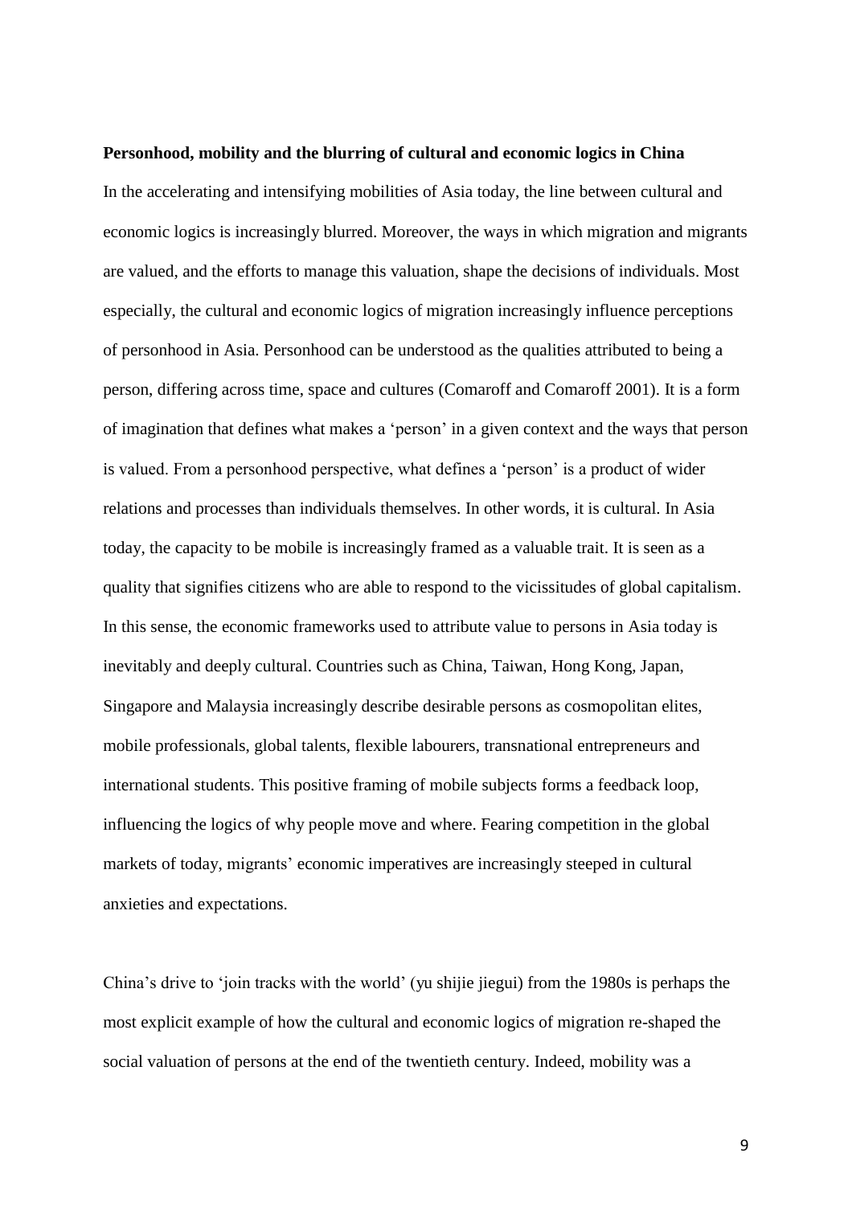**Personhood, mobility and the blurring of cultural and economic logics in China**

In the accelerating and intensifying mobilities of Asia today, the line between cultural and economic logics is increasingly blurred. Moreover, the ways in which migration and migrants are valued, and the efforts to manage this valuation, shape the decisions of individuals. Most especially, the cultural and economic logics of migration increasingly influence perceptions of personhood in Asia. Personhood can be understood as the qualities attributed to being a person, differing across time, space and cultures (Comaroff and Comaroff 2001). It is a form of imagination that defines what makes a 'person' in a given context and the ways that person is valued. From a personhood perspective, what defines a 'person' is a product of wider relations and processes than individuals themselves. In other words, it is cultural. In Asia today, the capacity to be mobile is increasingly framed as a valuable trait. It is seen as a quality that signifies citizens who are able to respond to the vicissitudes of global capitalism. In this sense, the economic frameworks used to attribute value to persons in Asia today is inevitably and deeply cultural. Countries such as China, Taiwan, Hong Kong, Japan, Singapore and Malaysia increasingly describe desirable persons as cosmopolitan elites, mobile professionals, global talents, flexible labourers, transnational entrepreneurs and international students. This positive framing of mobile subjects forms a feedback loop, influencing the logics of why people move and where. Fearing competition in the global markets of today, migrants' economic imperatives are increasingly steeped in cultural anxieties and expectations.

China's drive to 'join tracks with the world' (yu shijie jiegui) from the 1980s is perhaps the most explicit example of how the cultural and economic logics of migration re-shaped the social valuation of persons at the end of the twentieth century. Indeed, mobility was a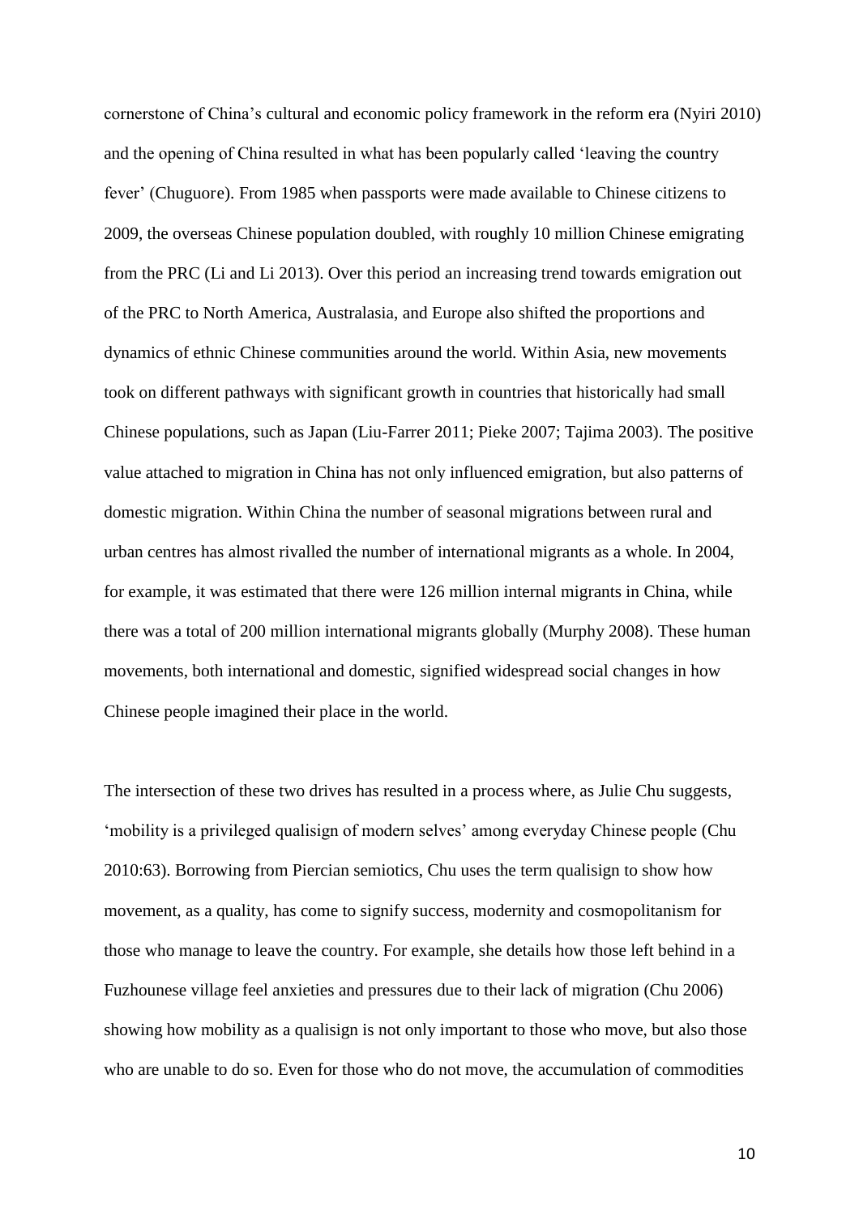cornerstone of China's cultural and economic policy framework in the reform era (Nyiri 2010) and the opening of China resulted in what has been popularly called 'leaving the country fever' (Chuguore). From 1985 when passports were made available to Chinese citizens to 2009, the overseas Chinese population doubled, with roughly 10 million Chinese emigrating from the PRC (Li and Li 2013). Over this period an increasing trend towards emigration out of the PRC to North America, Australasia, and Europe also shifted the proportions and dynamics of ethnic Chinese communities around the world. Within Asia, new movements took on different pathways with significant growth in countries that historically had small Chinese populations, such as Japan (Liu-Farrer 2011; Pieke 2007; Tajima 2003). The positive value attached to migration in China has not only influenced emigration, but also patterns of domestic migration. Within China the number of seasonal migrations between rural and urban centres has almost rivalled the number of international migrants as a whole. In 2004, for example, it was estimated that there were 126 million internal migrants in China, while there was a total of 200 million international migrants globally (Murphy 2008). These human movements, both international and domestic, signified widespread social changes in how Chinese people imagined their place in the world.

The intersection of these two drives has resulted in a process where, as Julie Chu suggests, 'mobility is a privileged qualisign of modern selves' among everyday Chinese people (Chu 2010:63). Borrowing from Piercian semiotics, Chu uses the term qualisign to show how movement, as a quality, has come to signify success, modernity and cosmopolitanism for those who manage to leave the country. For example, she details how those left behind in a Fuzhounese village feel anxieties and pressures due to their lack of migration (Chu 2006) showing how mobility as a qualisign is not only important to those who move, but also those who are unable to do so. Even for those who do not move, the accumulation of commodities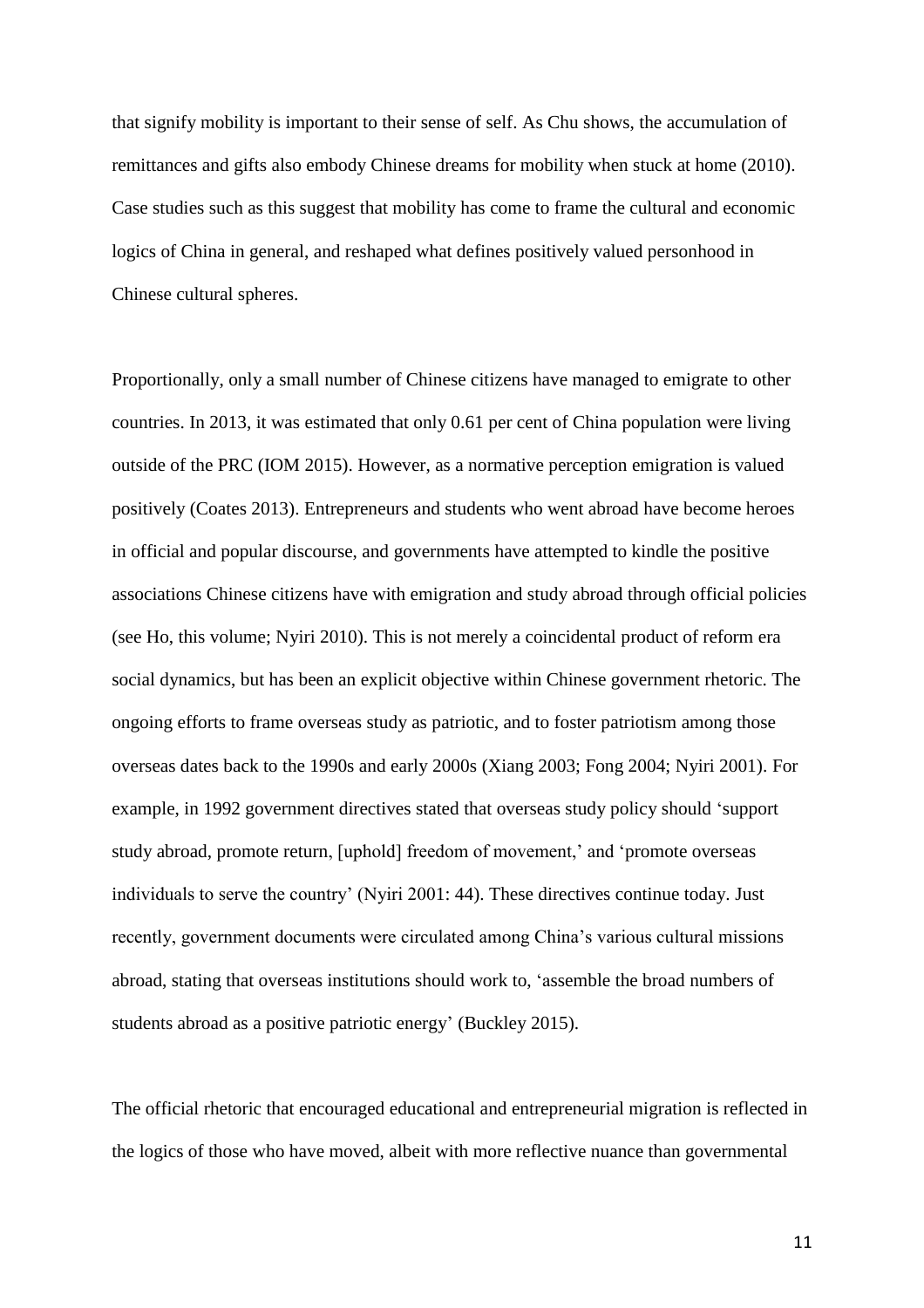that signify mobility is important to their sense of self. As Chu shows, the accumulation of remittances and gifts also embody Chinese dreams for mobility when stuck at home (2010). Case studies such as this suggest that mobility has come to frame the cultural and economic logics of China in general, and reshaped what defines positively valued personhood in Chinese cultural spheres.

Proportionally, only a small number of Chinese citizens have managed to emigrate to other countries. In 2013, it was estimated that only 0.61 per cent of China population were living outside of the PRC (IOM 2015). However, as a normative perception emigration is valued positively (Coates 2013). Entrepreneurs and students who went abroad have become heroes in official and popular discourse, and governments have attempted to kindle the positive associations Chinese citizens have with emigration and study abroad through official policies (see Ho, this volume; Nyiri 2010). This is not merely a coincidental product of reform era social dynamics, but has been an explicit objective within Chinese government rhetoric. The ongoing efforts to frame overseas study as patriotic, and to foster patriotism among those overseas dates back to the 1990s and early 2000s (Xiang 2003; Fong 2004; Nyiri 2001). For example, in 1992 government directives stated that overseas study policy should 'support study abroad, promote return, [uphold] freedom of movement,' and 'promote overseas individuals to serve the country' (Nyiri 2001: 44). These directives continue today. Just recently, government documents were circulated among China's various cultural missions abroad, stating that overseas institutions should work to, 'assemble the broad numbers of students abroad as a positive patriotic energy' (Buckley 2015).

The official rhetoric that encouraged educational and entrepreneurial migration is reflected in the logics of those who have moved, albeit with more reflective nuance than governmental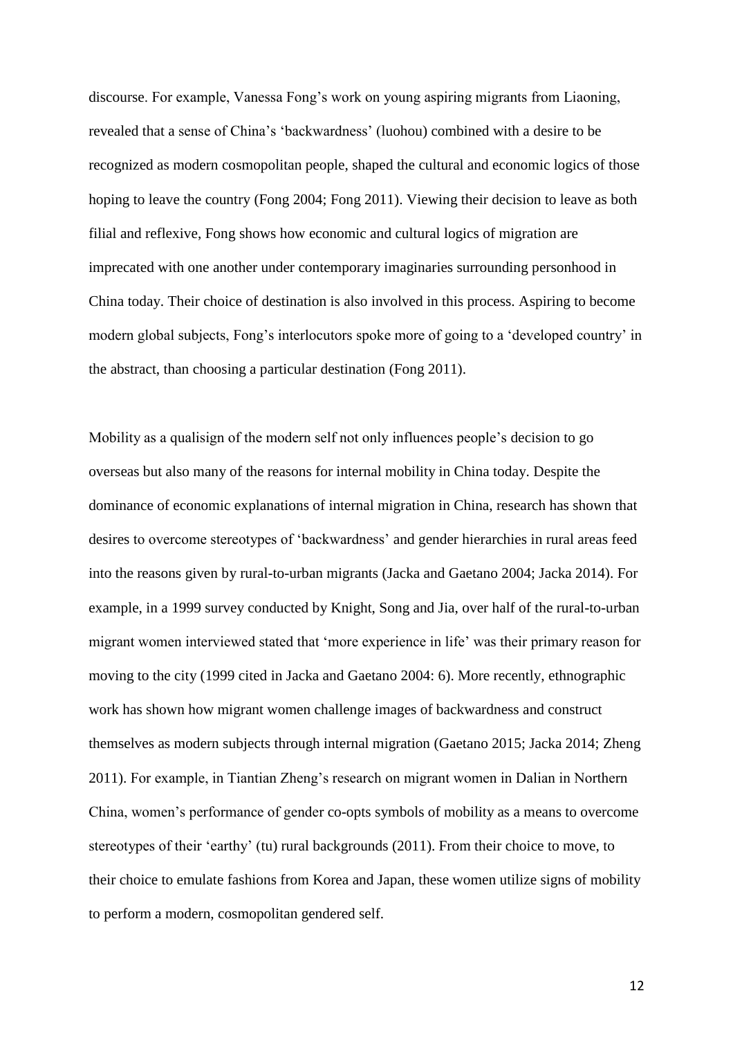discourse. For example, Vanessa Fong's work on young aspiring migrants from Liaoning, revealed that a sense of China's 'backwardness' (luohou) combined with a desire to be recognized as modern cosmopolitan people, shaped the cultural and economic logics of those hoping to leave the country (Fong 2004; Fong 2011). Viewing their decision to leave as both filial and reflexive, Fong shows how economic and cultural logics of migration are imprecated with one another under contemporary imaginaries surrounding personhood in China today. Their choice of destination is also involved in this process. Aspiring to become modern global subjects, Fong's interlocutors spoke more of going to a 'developed country' in the abstract, than choosing a particular destination (Fong 2011).

Mobility as a qualisign of the modern self not only influences people's decision to go overseas but also many of the reasons for internal mobility in China today. Despite the dominance of economic explanations of internal migration in China, research has shown that desires to overcome stereotypes of 'backwardness' and gender hierarchies in rural areas feed into the reasons given by rural-to-urban migrants (Jacka and Gaetano 2004; Jacka 2014). For example, in a 1999 survey conducted by Knight, Song and Jia, over half of the rural-to-urban migrant women interviewed stated that 'more experience in life' was their primary reason for moving to the city (1999 cited in Jacka and Gaetano 2004: 6). More recently, ethnographic work has shown how migrant women challenge images of backwardness and construct themselves as modern subjects through internal migration (Gaetano 2015; Jacka 2014; Zheng 2011). For example, in Tiantian Zheng's research on migrant women in Dalian in Northern China, women's performance of gender co-opts symbols of mobility as a means to overcome stereotypes of their 'earthy' (tu) rural backgrounds (2011). From their choice to move, to their choice to emulate fashions from Korea and Japan, these women utilize signs of mobility to perform a modern, cosmopolitan gendered self.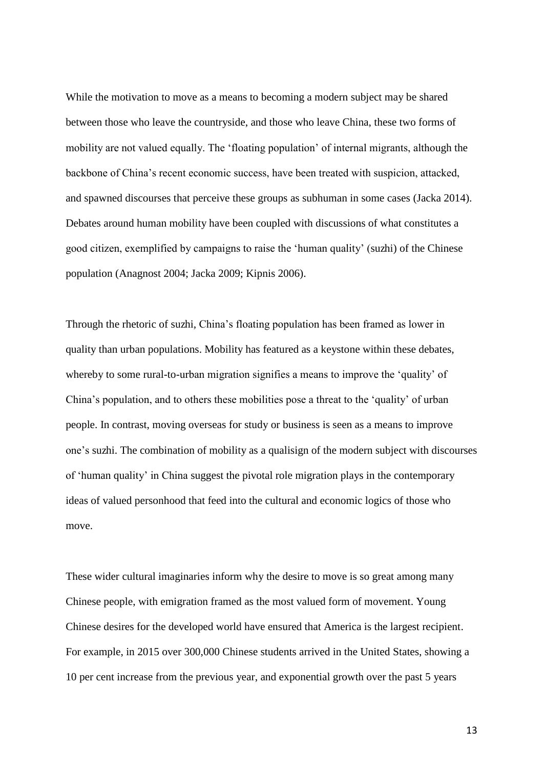While the motivation to move as a means to becoming a modern subject may be shared between those who leave the countryside, and those who leave China, these two forms of mobility are not valued equally. The 'floating population' of internal migrants, although the backbone of China's recent economic success, have been treated with suspicion, attacked, and spawned discourses that perceive these groups as subhuman in some cases (Jacka 2014). Debates around human mobility have been coupled with discussions of what constitutes a good citizen, exemplified by campaigns to raise the 'human quality' (suzhi) of the Chinese population (Anagnost 2004; Jacka 2009; Kipnis 2006).

Through the rhetoric of suzhi, China's floating population has been framed as lower in quality than urban populations. Mobility has featured as a keystone within these debates, whereby to some rural-to-urban migration signifies a means to improve the 'quality' of China's population, and to others these mobilities pose a threat to the 'quality' of urban people. In contrast, moving overseas for study or business is seen as a means to improve one's suzhi. The combination of mobility as a qualisign of the modern subject with discourses of 'human quality' in China suggest the pivotal role migration plays in the contemporary ideas of valued personhood that feed into the cultural and economic logics of those who move.

These wider cultural imaginaries inform why the desire to move is so great among many Chinese people, with emigration framed as the most valued form of movement. Young Chinese desires for the developed world have ensured that America is the largest recipient. For example, in 2015 over 300,000 Chinese students arrived in the United States, showing a 10 per cent increase from the previous year, and exponential growth over the past 5 years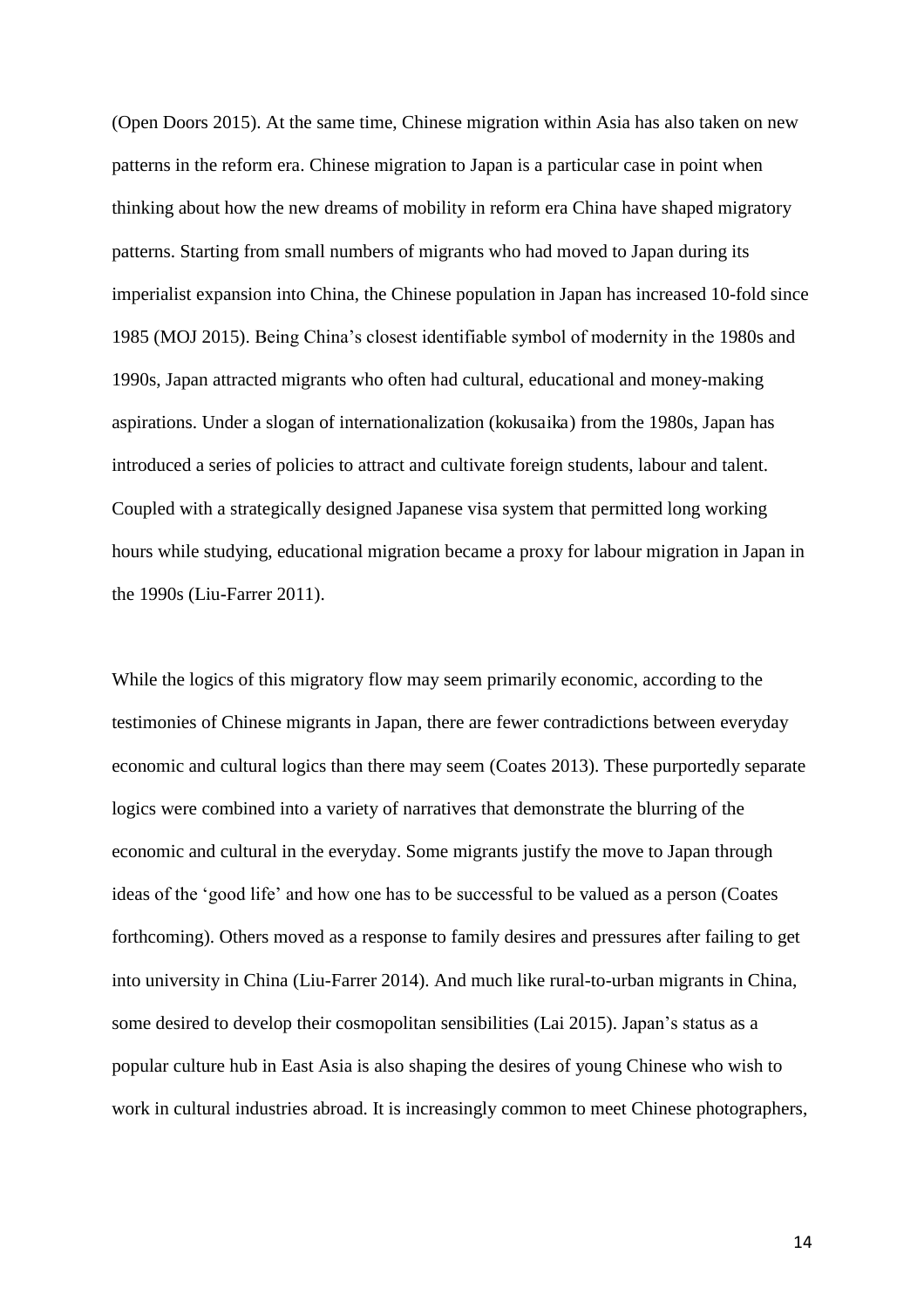(Open Doors 2015). At the same time, Chinese migration within Asia has also taken on new patterns in the reform era. Chinese migration to Japan is a particular case in point when thinking about how the new dreams of mobility in reform era China have shaped migratory patterns. Starting from small numbers of migrants who had moved to Japan during its imperialist expansion into China, the Chinese population in Japan has increased 10-fold since 1985 (MOJ 2015). Being China's closest identifiable symbol of modernity in the 1980s and 1990s, Japan attracted migrants who often had cultural, educational and money-making aspirations. Under a slogan of internationalization (kokusaika) from the 1980s, Japan has introduced a series of policies to attract and cultivate foreign students, labour and talent. Coupled with a strategically designed Japanese visa system that permitted long working hours while studying, educational migration became a proxy for labour migration in Japan in the 1990s (Liu-Farrer 2011).

While the logics of this migratory flow may seem primarily economic, according to the testimonies of Chinese migrants in Japan, there are fewer contradictions between everyday economic and cultural logics than there may seem (Coates 2013). These purportedly separate logics were combined into a variety of narratives that demonstrate the blurring of the economic and cultural in the everyday. Some migrants justify the move to Japan through ideas of the 'good life' and how one has to be successful to be valued as a person (Coates forthcoming). Others moved as a response to family desires and pressures after failing to get into university in China (Liu-Farrer 2014). And much like rural-to-urban migrants in China, some desired to develop their cosmopolitan sensibilities (Lai 2015). Japan's status as a popular culture hub in East Asia is also shaping the desires of young Chinese who wish to work in cultural industries abroad. It is increasingly common to meet Chinese photographers,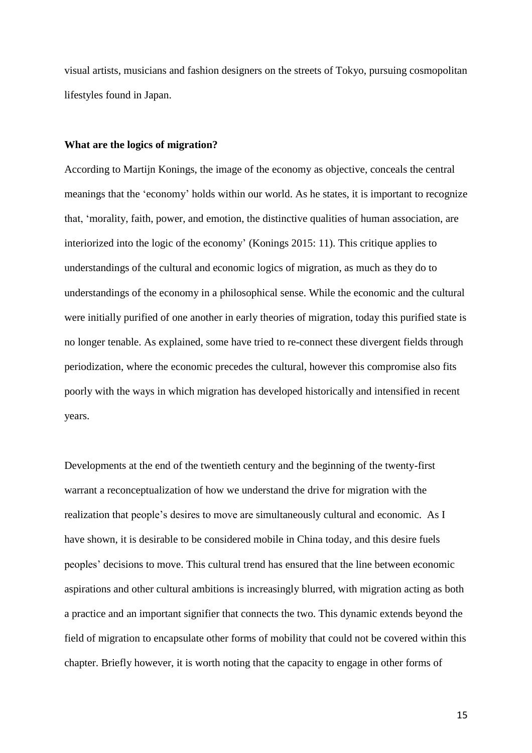visual artists, musicians and fashion designers on the streets of Tokyo, pursuing cosmopolitan lifestyles found in Japan.

**What are the logics of migration?**

According to Martijn Konings, the image of the economy as objective, conceals the central meanings that the 'economy' holds within our world. As he states, it is important to recognize that, 'morality, faith, power, and emotion, the distinctive qualities of human association, are interiorized into the logic of the economy' (Konings 2015: 11). This critique applies to understandings of the cultural and economic logics of migration, as much as they do to understandings of the economy in a philosophical sense. While the economic and the cultural were initially purified of one another in early theories of migration, today this purified state is no longer tenable. As explained, some have tried to re-connect these divergent fields through periodization, where the economic precedes the cultural, however this compromise also fits poorly with the ways in which migration has developed historically and intensified in recent years.

Developments at the end of the twentieth century and the beginning of the twenty-first warrant a reconceptualization of how we understand the drive for migration with the realization that people's desires to move are simultaneously cultural and economic. As I have shown, it is desirable to be considered mobile in China today, and this desire fuels peoples' decisions to move. This cultural trend has ensured that the line between economic aspirations and other cultural ambitions is increasingly blurred, with migration acting as both a practice and an important signifier that connects the two. This dynamic extends beyond the field of migration to encapsulate other forms of mobility that could not be covered within this chapter. Briefly however, it is worth noting that the capacity to engage in other forms of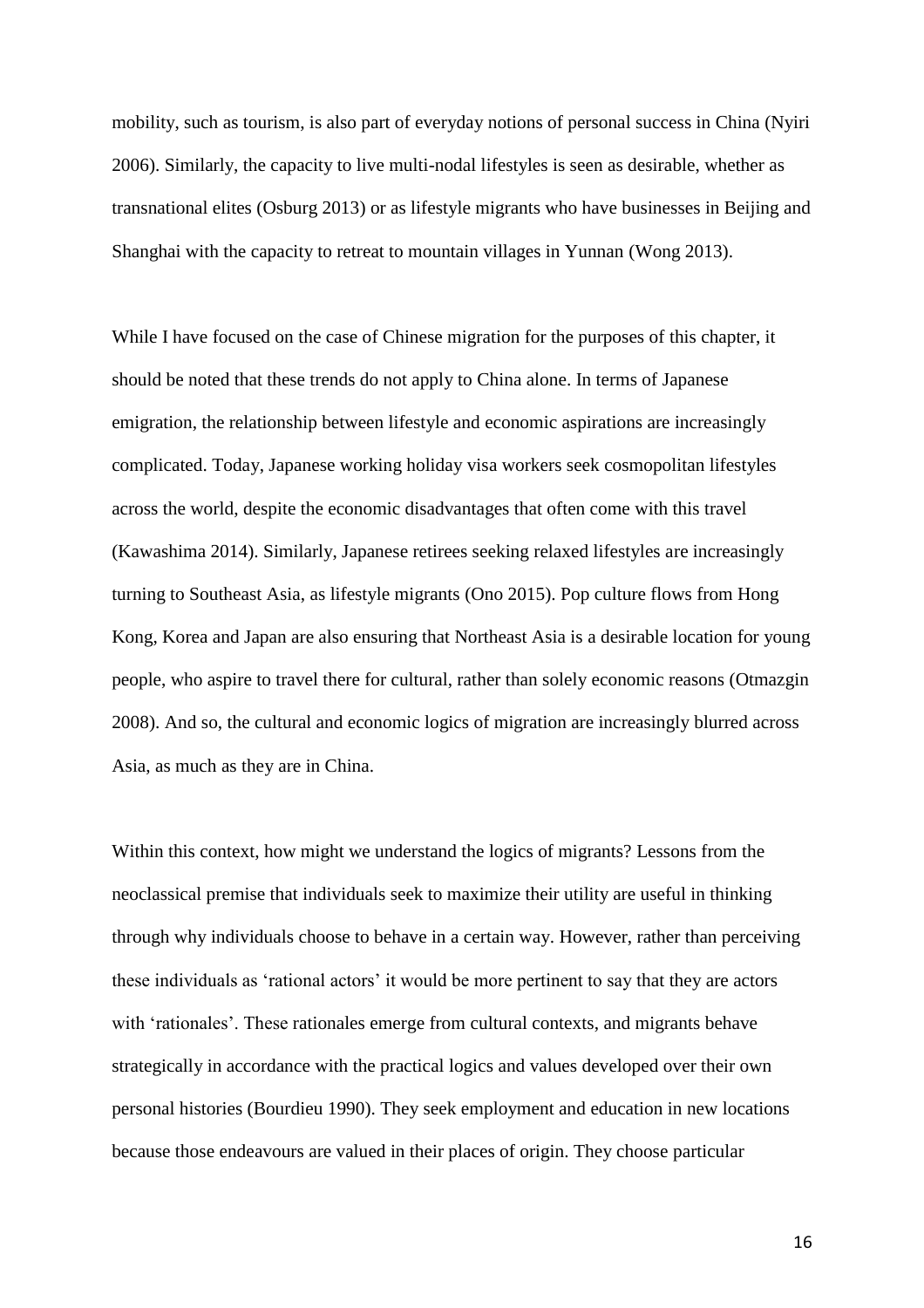mobility, such as tourism, is also part of everyday notions of personal success in China (Nyiri 2006). Similarly, the capacity to live multi-nodal lifestyles is seen as desirable, whether as transnational elites (Osburg 2013) or as lifestyle migrants who have businesses in Beijing and Shanghai with the capacity to retreat to mountain villages in Yunnan (Wong 2013).

While I have focused on the case of Chinese migration for the purposes of this chapter, it should be noted that these trends do not apply to China alone. In terms of Japanese emigration, the relationship between lifestyle and economic aspirations are increasingly complicated. Today, Japanese working holiday visa workers seek cosmopolitan lifestyles across the world, despite the economic disadvantages that often come with this travel (Kawashima 2014). Similarly, Japanese retirees seeking relaxed lifestyles are increasingly turning to Southeast Asia, as lifestyle migrants (Ono 2015). Pop culture flows from Hong Kong, Korea and Japan are also ensuring that Northeast Asia is a desirable location for young people, who aspire to travel there for cultural, rather than solely economic reasons (Otmazgin 2008). And so, the cultural and economic logics of migration are increasingly blurred across Asia, as much as they are in China.

Within this context, how might we understand the logics of migrants? Lessons from the neoclassical premise that individuals seek to maximize their utility are useful in thinking through why individuals choose to behave in a certain way. However, rather than perceiving these individuals as 'rational actors' it would be more pertinent to say that they are actors with 'rationales'. These rationales emerge from cultural contexts, and migrants behave strategically in accordance with the practical logics and values developed over their own personal histories (Bourdieu 1990). They seek employment and education in new locations because those endeavours are valued in their places of origin. They choose particular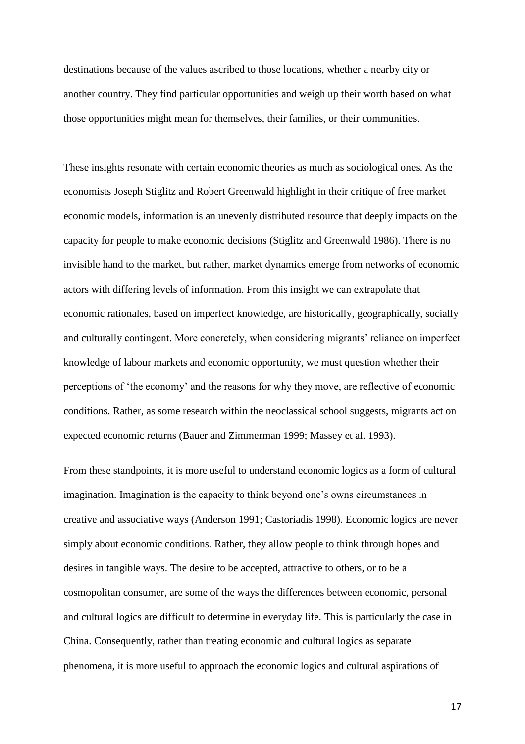destinations because of the values ascribed to those locations, whether a nearby city or another country. They find particular opportunities and weigh up their worth based on what those opportunities might mean for themselves, their families, or their communities.

These insights resonate with certain economic theories as much as sociological ones. As the economists Joseph Stiglitz and Robert Greenwald highlight in their critique of free market economic models, information is an unevenly distributed resource that deeply impacts on the capacity for people to make economic decisions (Stiglitz and Greenwald 1986). There is no invisible hand to the market, but rather, market dynamics emerge from networks of economic actors with differing levels of information. From this insight we can extrapolate that economic rationales, based on imperfect knowledge, are historically, geographically, socially and culturally contingent. More concretely, when considering migrants' reliance on imperfect knowledge of labour markets and economic opportunity, we must question whether their perceptions of 'the economy' and the reasons for why they move, are reflective of economic conditions. Rather, as some research within the neoclassical school suggests, migrants act on expected economic returns (Bauer and Zimmerman 1999; Massey et al. 1993).

From these standpoints, it is more useful to understand economic logics as a form of cultural imagination. Imagination is the capacity to think beyond one's owns circumstances in creative and associative ways (Anderson 1991; Castoriadis 1998). Economic logics are never simply about economic conditions. Rather, they allow people to think through hopes and desires in tangible ways. The desire to be accepted, attractive to others, or to be a cosmopolitan consumer, are some of the ways the differences between economic, personal and cultural logics are difficult to determine in everyday life. This is particularly the case in China. Consequently, rather than treating economic and cultural logics as separate phenomena, it is more useful to approach the economic logics and cultural aspirations of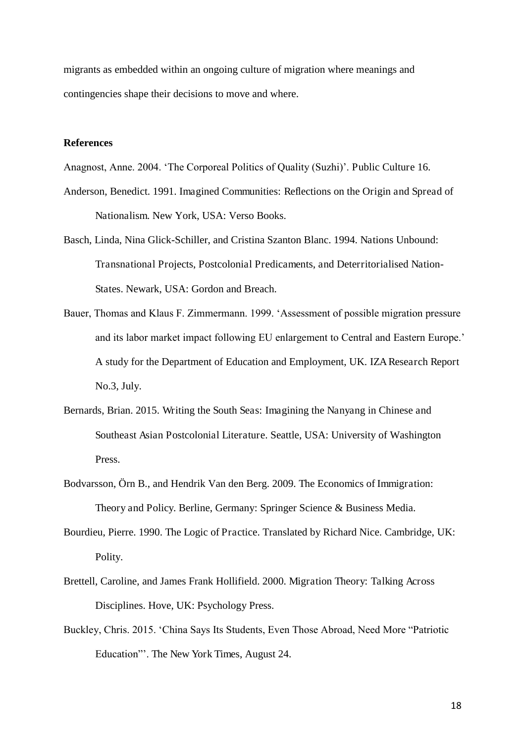migrants as embedded within an ongoing culture of migration where meanings and contingencies shape their decisions to move and where.

## References

Anagnost, Anne. 2004. 'The Corporeal Politics of Quality (Suzhi)'. Public Culture 16.

Anderson, Benedict. 1991. Imagined Communities: Reflections on the Origin and Spread of Nationalism. New York, USA: Verso Books.

Basch, Linda, Nina Glick-Schiller, and Cristina Szanton Blanc. 1994. Nations Unbound: Transnational Projects, Postcolonial Predicaments, and Deterritorialised Nation-States. Newark, USA: Gordon and Breach.

Bauer, Thomas and Klaus F. Zimmermann. 1999. 'Assessment of possible migration pressure and its labor market impact following EU enlargement to Central and Eastern Europe.' A study for the Department of Education and Employment, UK. IZA Research Report No.3, July.

Bernards, Brian. 2015. Writing the South Seas: Imagining the Nanyang in Chinese and Southeast Asian Postcolonial Literature. Seattle, USA: University of Washington Press.

Bodvarsson, Örn B., and Hendrik Van den Berg. 2009. The Economics of Immigration: Theory and Policy. Berline, Germany: Springer Science & Business Media.

Bourdieu, Pierre. 1990. The Logic of Practice. Translated by Richard Nice. Cambridge, UK: Polity.

Brettell, Caroline, and James Frank Hollifield. 2000. Migration Theory: Talking Across Disciplines. Hove, UK: Psychology Press.

Buckley, Chris. 2015. 'China Says Its Students, Even Those Abroad, Need More "Patriotic Education"'. The New York Times, August 24.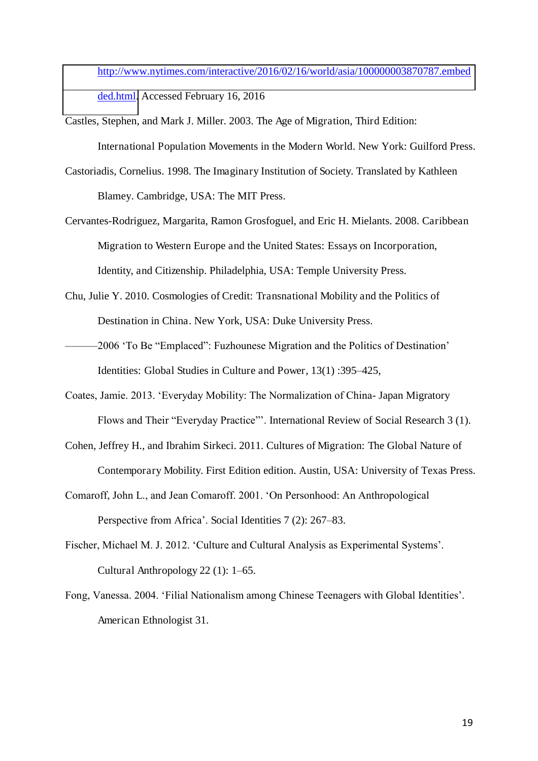http://www.nytimes.com/interactive/2016/02/16/world/asia/100000003870787.embedded.html. Accessed February 16, 2016

Castles, Stephen, and Mark J. Miller. 2003. The Age of Migration, Third Edition: International Population Movements in the Modern World. New York: Guilford Press.

Castoriadis, Cornelius. 1998. The Imaginary Institution of Society. Translated by Kathleen Blamey. Cambridge, USA: The MIT Press.

Cervantes-Rodriguez, Margarita, Ramon Grosfoguel, and Eric H. Mielants. 2008. Caribbean Migration to Western Europe and the United States: Essays on Incorporation, Identity, and Citizenship. Philadelphia, USA: Temple University Press.

Chu, Julie Y. 2010. Cosmologies of Credit: Transnational Mobility and the Politics of Destination in China. New York, USA: Duke University Press.

———2006 'To Be "Emplaced": Fuzhounese Migration and the Politics of Destination' Identities: Global Studies in Culture and Power, 13(1) :395–425,

Coates, Jamie. 2013. 'Everyday Mobility: The Normalization of China- Japan Migratory Flows and Their "Everyday Practice"'. International Review of Social Research 3 (1).

Cohen, Jeffrey H., and Ibrahim Sirkeci. 2011. Cultures of Migration: The Global Nature of Contemporary Mobility. First Edition edition. Austin, USA: University of Texas Press.

Comaroff, John L., and Jean Comaroff. 2001. 'On Personhood: An Anthropological Perspective from Africa'. Social Identities 7 (2): 267–83.

Fischer, Michael M. J. 2012. 'Culture and Cultural Analysis as Experimental Systems'. Cultural Anthropology 22 (1): 1–65.

Fong, Vanessa. 2004. 'Filial Nationalism among Chinese Teenagers with Global Identities'. American Ethnologist 31.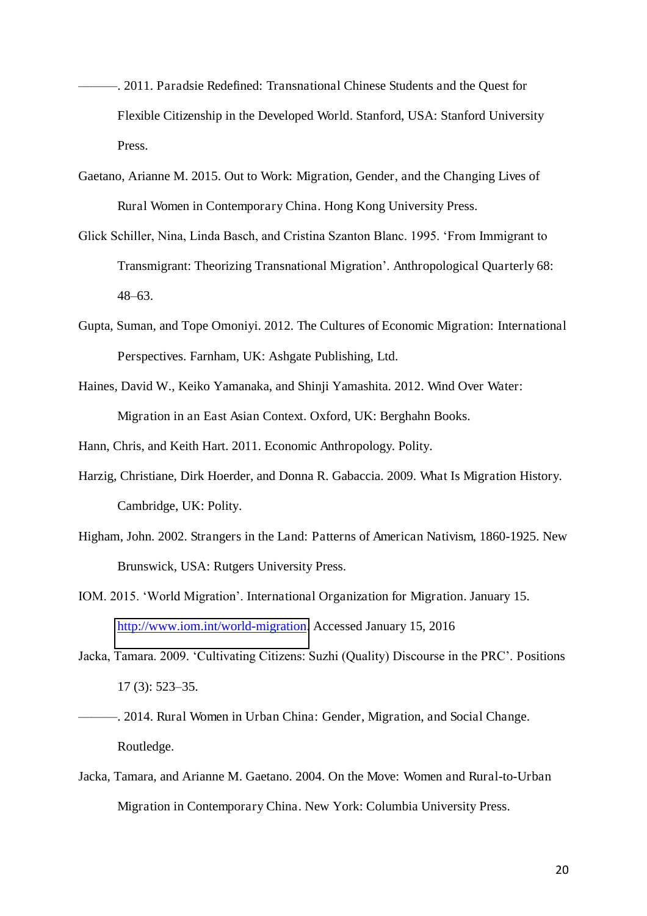———. 2011. Paradsie Redefined: Transnational Chinese Students and the Quest for Flexible Citizenship in the Developed World. Stanford, USA: Stanford University Press.

Gaetano, Arianne M. 2015. Out to Work: Migration, Gender, and the Changing Lives of Rural Women in Contemporary China. Hong Kong University Press.

Glick Schiller, Nina, Linda Basch, and Cristina Szanton Blanc. 1995. 'From Immigrant to Transmigrant: Theorizing Transnational Migration'. Anthropological Quarterly 68: 48–63.

Gupta, Suman, and Tope Omoniyi. 2012. The Cultures of Economic Migration: International Perspectives. Farnham, UK: Ashgate Publishing, Ltd.

Haines, David W., Keiko Yamanaka, and Shinji Yamashita. 2012. Wind Over Water: Migration in an East Asian Context. Oxford, UK: Berghahn Books.

Hann, Chris, and Keith Hart. 2011. Economic Anthropology. Polity.

Harzig, Christiane, Dirk Hoerder, and Donna R. Gabaccia. 2009. What Is Migration History. Cambridge, UK: Polity.

Higham, John. 2002. Strangers in the Land: Patterns of American Nativism, 1860-1925. New Brunswick, USA: Rutgers University Press.

IOM. 2015. 'World Migration'. International Organization for Migration. January 15. http://www.iom.int/world-migration. Accessed January 15, 2016

Jacka, Tamara. 2009. 'Cultivating Citizens: Suzhi (Quality) Discourse in the PRC'. Positions 17 (3): 523–35.

———. 2014. Rural Women in Urban China: Gender, Migration, and Social Change. Routledge.

Jacka, Tamara, and Arianne M. Gaetano. 2004. On the Move: Women and Rural-to-Urban Migration in Contemporary China. New York: Columbia University Press.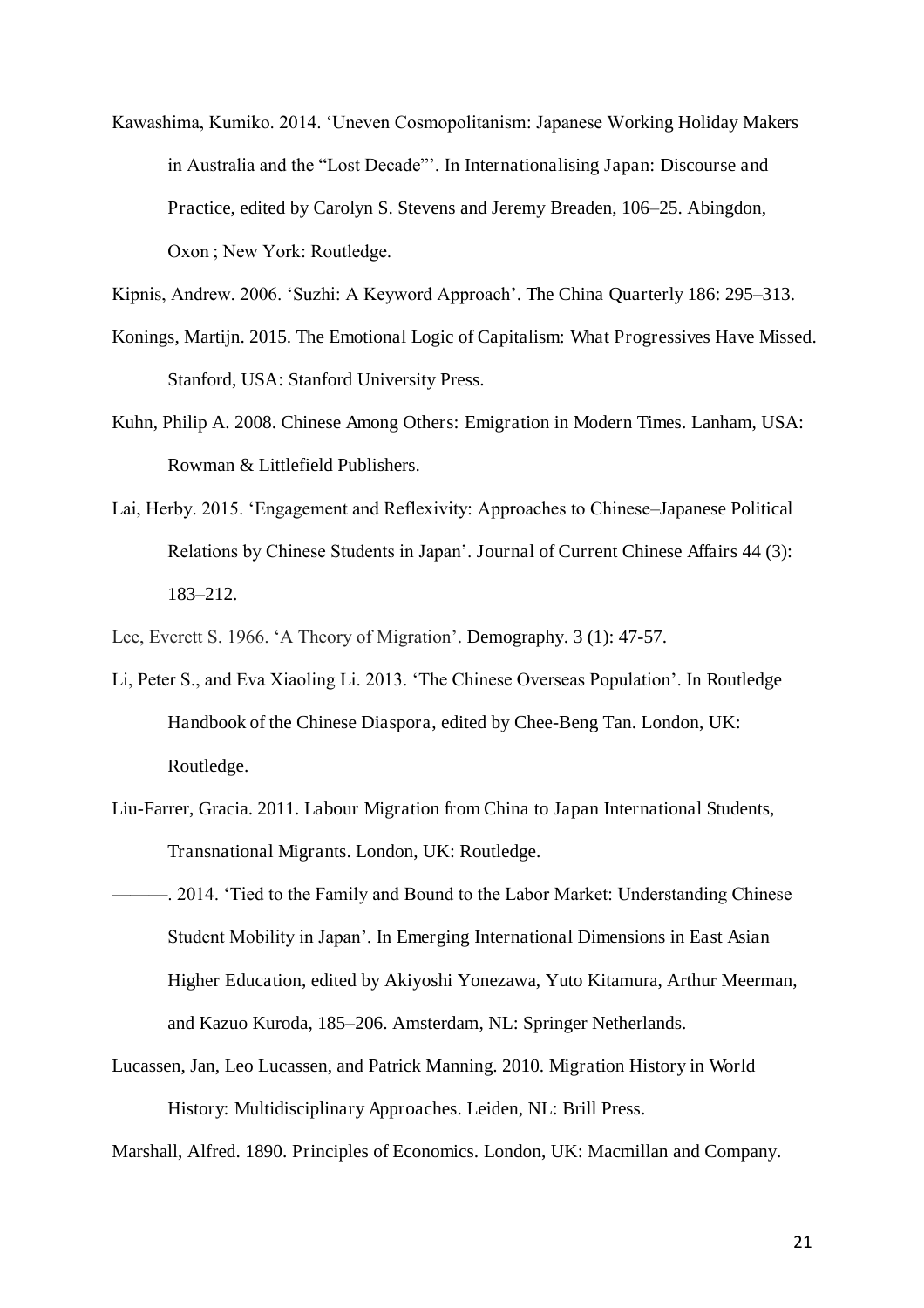Kawashima, Kumiko. 2014. ‘Uneven Cosmopolitanism: Japanese Working Holiday Makers in Australia and the “Lost Decade”’. In Internationalising Japan: Discourse and Practice, edited by Carolyn S. Stevens and Jeremy Breaden, 106–25. Abingdon, Oxon ; New York: Routledge.

Kipnis, Andrew. 2006. ‘Suzhi: A Keyword Approach’. The China Quarterly 186: 295–313.

Konings, Martijn. 2015. The Emotional Logic of Capitalism: What Progressives Have Missed. Stanford, USA: Stanford University Press.

Kuhn, Philip A. 2008. Chinese Among Others: Emigration in Modern Times. Lanham, USA: Rowman & Littlefield Publishers.

Lai, Herby. 2015. ‘Engagement and Reflexivity: Approaches to Chinese–Japanese Political Relations by Chinese Students in Japan’. Journal of Current Chinese Affairs 44 (3): 183–212.

Lee, Everett S. 1966. ‘A Theory of Migration’. Demography. 3 (1): 47-57.

Li, Peter S., and Eva Xiaoling Li. 2013. ‘The Chinese Overseas Population’. In Routledge Handbook of the Chinese Diaspora, edited by Chee-Beng Tan. London, UK: Routledge.

Liu-Farrer, Gracia. 2011. Labour Migration from China to Japan International Students, Transnational Migrants. London, UK: Routledge.

———. 2014. ‘Tied to the Family and Bound to the Labor Market: Understanding Chinese Student Mobility in Japan’. In Emerging International Dimensions in East Asian Higher Education, edited by Akiyoshi Yonezawa, Yuto Kitamura, Arthur Meerman, and Kazuo Kuroda, 185–206. Amsterdam, NL: Springer Netherlands.

Lucassen, Jan, Leo Lucassen, and Patrick Manning. 2010. Migration History in World History: Multidisciplinary Approaches. Leiden, NL: Brill Press.

Marshall, Alfred. 1890. Principles of Economics. London, UK: Macmillan and Company.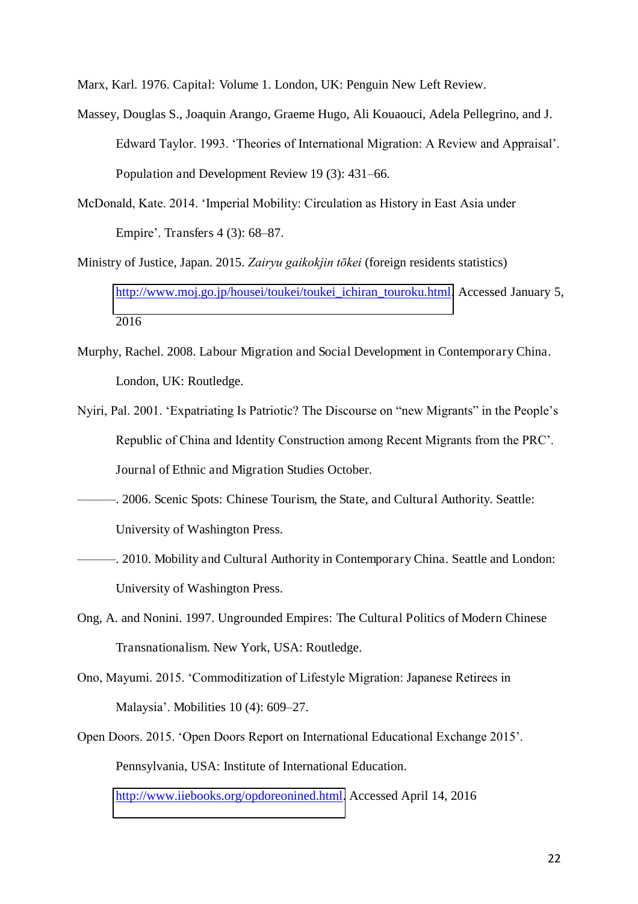Marx, Karl. 1976. Capital: Volume 1. London, UK: Penguin New Left Review.

Massey, Douglas S., Joaquin Arango, Graeme Hugo, Ali Kouaouci, Adela Pellegrino, and J. Edward Taylor. 1993. 'Theories of International Migration: A Review and Appraisal'. Population and Development Review 19 (3): 431–66.

McDonald, Kate. 2014. 'Imperial Mobility: Circulation as History in East Asia under Empire'. Transfers 4 (3): 68–87.

Ministry of Justice, Japan. 2015. *Zairyu gaikokjin tōkei* (foreign residents statistics) http://www.moj.go.jp/housei/toukei/toukei_ichiran_touroku.html. Accessed January 5, 2016

Murphy, Rachel. 2008. Labour Migration and Social Development in Contemporary China. London, UK: Routledge.

Nyiri, Pal. 2001. 'Expatriating Is Patriotic? The Discourse on "new Migrants" in the People's Republic of China and Identity Construction among Recent Migrants from the PRC'. Journal of Ethnic and Migration Studies October.

———. 2006. Scenic Spots: Chinese Tourism, the State, and Cultural Authority. Seattle: University of Washington Press.

———. 2010. Mobility and Cultural Authority in Contemporary China. Seattle and London: University of Washington Press.

Ong, A. and Nonini. 1997. Ungrounded Empires: The Cultural Politics of Modern Chinese Transnationalism. New York, USA: Routledge.

Ono, Mayumi. 2015. 'Commoditization of Lifestyle Migration: Japanese Retirees in Malaysia'. Mobilities 10 (4): 609–27.

Open Doors. 2015. 'Open Doors Report on International Educational Exchange 2015'. Pennsylvania, USA: Institute of International Education. http://www.iiebooks.org/opdoreonined.html. Accessed April 14, 2016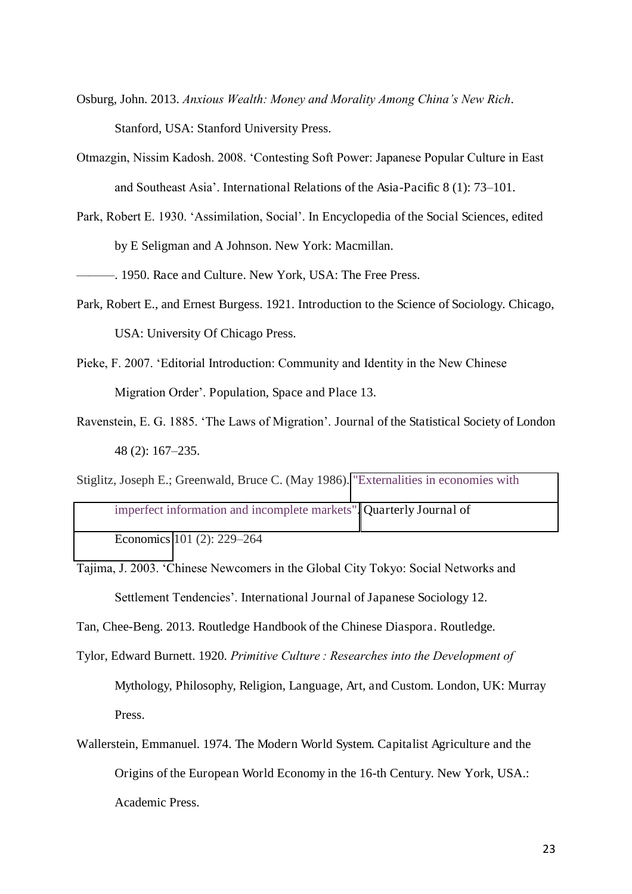Osburg, John. 2013. *Anxious Wealth: Money and Morality Among China's New Rich*. Stanford, USA: Stanford University Press.

Otmazgin, Nissim Kadosh. 2008. 'Contesting Soft Power: Japanese Popular Culture in East and Southeast Asia'. International Relations of the Asia-Pacific 8 (1): 73–101.

Park, Robert E. 1930. 'Assimilation, Social'. In Encyclopedia of the Social Sciences, edited by E Seligman and A Johnson. New York: Macmillan.

———. 1950. Race and Culture. New York, USA: The Free Press.

Park, Robert E., and Ernest Burgess. 1921. Introduction to the Science of Sociology. Chicago, USA: University Of Chicago Press.

Pieke, F. 2007. 'Editorial Introduction: Community and Identity in the New Chinese Migration Order'. Population, Space and Place 13.

Ravenstein, E. G. 1885. 'The Laws of Migration'. Journal of the Statistical Society of London 48 (2): 167–235.

Stiglitz, Joseph E.; Greenwald, Bruce C. (May 1986). "Externalities in economies with imperfect information and incomplete markets". Quarterly Journal of Economics 101 (2): 229–264

Tajima, J. 2003. 'Chinese Newcomers in the Global City Tokyo: Social Networks and Settlement Tendencies'. International Journal of Japanese Sociology 12.

Tan, Chee-Beng. 2013. Routledge Handbook of the Chinese Diaspora. Routledge.

Tylor, Edward Burnett. 1920. *Primitive Culture : Researches into the Development of* Mythology, Philosophy, Religion, Language, Art, and Custom. London, UK: Murray Press.

Wallerstein, Emmanuel. 1974. The Modern World System. Capitalist Agriculture and the Origins of the European World Economy in the 16-th Century. New York, USA.: Academic Press.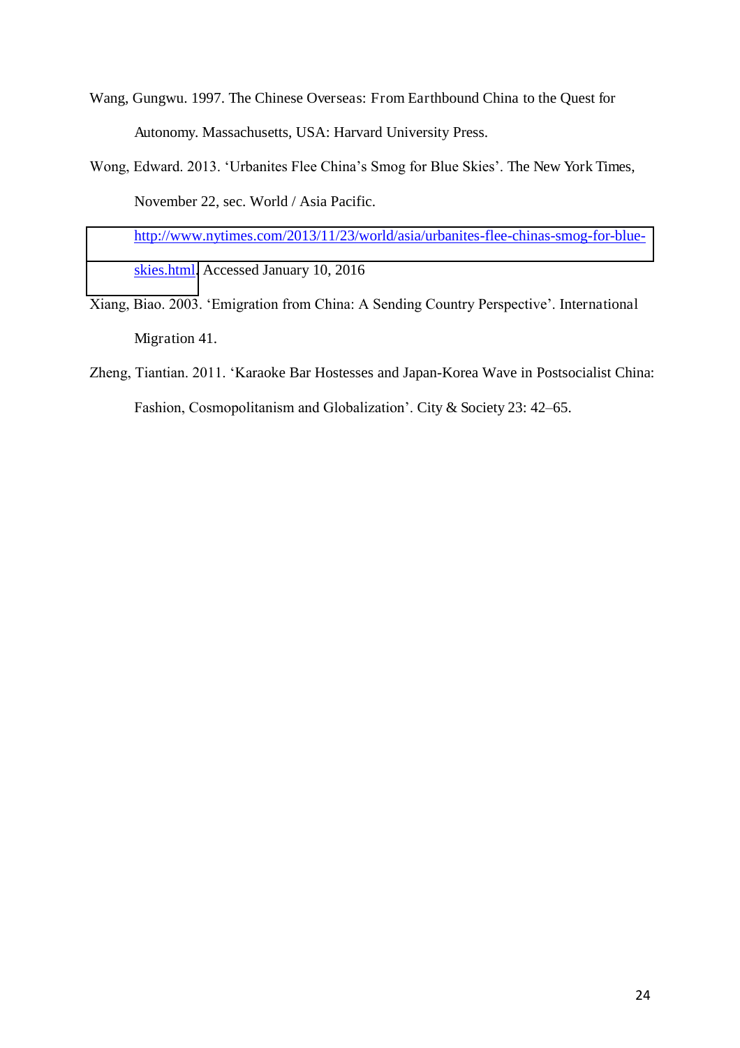Wang, Gungwu. 1997. The Chinese Overseas: From Earthbound China to the Quest for Autonomy. Massachusetts, USA: Harvard University Press.

Wong, Edward. 2013. 'Urbanites Flee China's Smog for Blue Skies'. The New York Times, November 22, sec. World / Asia Pacific. http://www.nytimes.com/2013/11/23/world/asia/urbanites-flee-chinas-smog-for-blue-skies.html. Accessed January 10, 2016

Xiang, Biao. 2003. 'Emigration from China: A Sending Country Perspective'. International Migration 41.

Zheng, Tiantian. 2011. 'Karaoke Bar Hostesses and Japan-Korea Wave in Postsocialist China: Fashion, Cosmopolitanism and Globalization'. City & Society 23: 42–65.